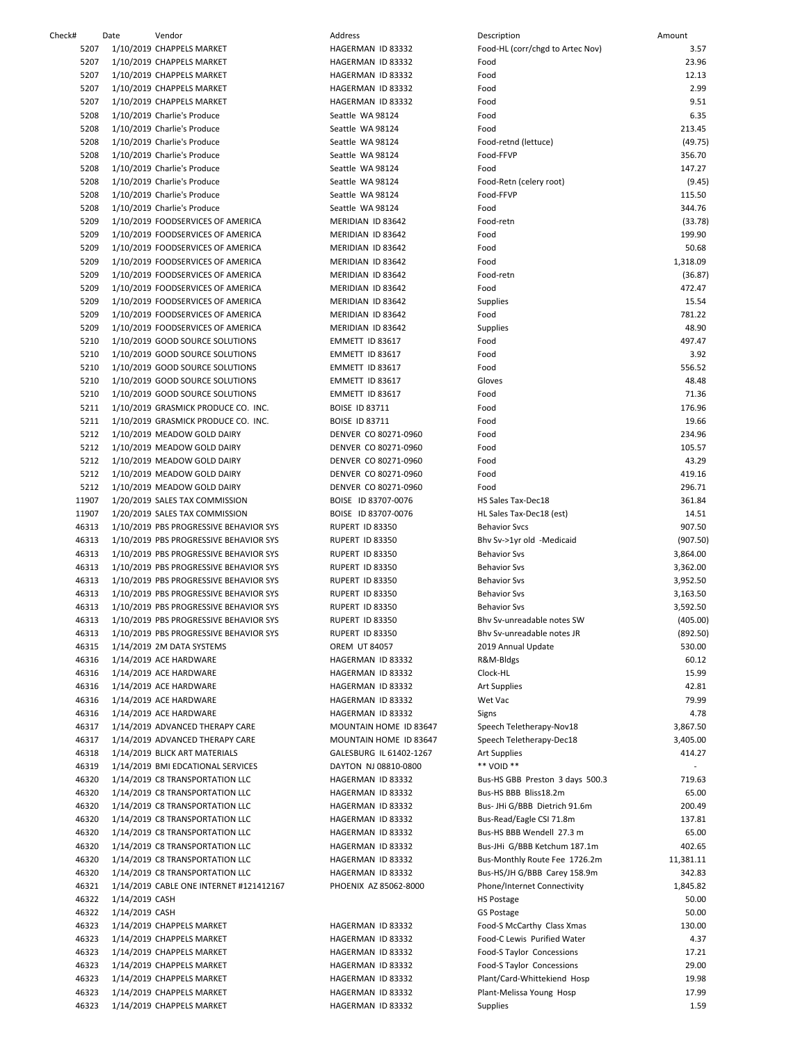| Check# | Date | Vendor | Address | Description | Amount |
|---|---|---|---|---|---|
| 5207 | 1/10/2019 | CHAPPELS MARKET | HAGERMAN ID 83332 | Food-HL (corr/chgd to Artec Nov) | 3.57 |
| 5207 | 1/10/2019 | CHAPPELS MARKET | HAGERMAN ID 83332 | Food | 23.96 |
| 5207 | 1/10/2019 | CHAPPELS MARKET | HAGERMAN ID 83332 | Food | 12.13 |
| 5207 | 1/10/2019 | CHAPPELS MARKET | HAGERMAN ID 83332 | Food | 2.99 |
| 5207 | 1/10/2019 | CHAPPELS MARKET | HAGERMAN ID 83332 | Food | 9.51 |
| 5208 | 1/10/2019 | Charlie's Produce | Seattle WA 98124 | Food | 6.35 |
| 5208 | 1/10/2019 | Charlie's Produce | Seattle WA 98124 | Food | 213.45 |
| 5208 | 1/10/2019 | Charlie's Produce | Seattle WA 98124 | Food-retnd (lettuce) | (49.75) |
| 5208 | 1/10/2019 | Charlie's Produce | Seattle WA 98124 | Food-FFVP | 356.70 |
| 5208 | 1/10/2019 | Charlie's Produce | Seattle WA 98124 | Food | 147.27 |
| 5208 | 1/10/2019 | Charlie's Produce | Seattle WA 98124 | Food-Retn (celery root) | (9.45) |
| 5208 | 1/10/2019 | Charlie's Produce | Seattle WA 98124 | Food-FFVP | 115.50 |
| 5208 | 1/10/2019 | Charlie's Produce | Seattle WA 98124 | Food | 344.76 |
| 5209 | 1/10/2019 | FOODSERVICES OF AMERICA | MERIDIAN ID 83642 | Food-retn | (33.78) |
| 5209 | 1/10/2019 | FOODSERVICES OF AMERICA | MERIDIAN ID 83642 | Food | 199.90 |
| 5209 | 1/10/2019 | FOODSERVICES OF AMERICA | MERIDIAN ID 83642 | Food | 50.68 |
| 5209 | 1/10/2019 | FOODSERVICES OF AMERICA | MERIDIAN ID 83642 | Food | 1,318.09 |
| 5209 | 1/10/2019 | FOODSERVICES OF AMERICA | MERIDIAN ID 83642 | Food-retn | (36.87) |
| 5209 | 1/10/2019 | FOODSERVICES OF AMERICA | MERIDIAN ID 83642 | Food | 472.47 |
| 5209 | 1/10/2019 | FOODSERVICES OF AMERICA | MERIDIAN ID 83642 | Supplies | 15.54 |
| 5209 | 1/10/2019 | FOODSERVICES OF AMERICA | MERIDIAN ID 83642 | Food | 781.22 |
| 5209 | 1/10/2019 | FOODSERVICES OF AMERICA | MERIDIAN ID 83642 | Supplies | 48.90 |
| 5210 | 1/10/2019 | GOOD SOURCE SOLUTIONS | EMMETT ID 83617 | Food | 497.47 |
| 5210 | 1/10/2019 | GOOD SOURCE SOLUTIONS | EMMETT ID 83617 | Food | 3.92 |
| 5210 | 1/10/2019 | GOOD SOURCE SOLUTIONS | EMMETT ID 83617 | Food | 556.52 |
| 5210 | 1/10/2019 | GOOD SOURCE SOLUTIONS | EMMETT ID 83617 | Gloves | 48.48 |
| 5210 | 1/10/2019 | GOOD SOURCE SOLUTIONS | EMMETT ID 83617 | Food | 71.36 |
| 5211 | 1/10/2019 | GRASMICK PRODUCE CO. INC. | BOISE ID 83711 | Food | 176.96 |
| 5211 | 1/10/2019 | GRASMICK PRODUCE CO. INC. | BOISE ID 83711 | Food | 19.66 |
| 5212 | 1/10/2019 | MEADOW GOLD DAIRY | DENVER CO 80271-0960 | Food | 234.96 |
| 5212 | 1/10/2019 | MEADOW GOLD DAIRY | DENVER CO 80271-0960 | Food | 105.57 |
| 5212 | 1/10/2019 | MEADOW GOLD DAIRY | DENVER CO 80271-0960 | Food | 43.29 |
| 5212 | 1/10/2019 | MEADOW GOLD DAIRY | DENVER CO 80271-0960 | Food | 419.16 |
| 5212 | 1/10/2019 | MEADOW GOLD DAIRY | DENVER CO 80271-0960 | Food | 296.71 |
| 11907 | 1/20/2019 | SALES TAX COMMISSION | BOISE ID 83707-0076 | HS Sales Tax-Dec18 | 361.84 |
| 11907 | 1/20/2019 | SALES TAX COMMISSION | BOISE ID 83707-0076 | HL Sales Tax-Dec18 (est) | 14.51 |
| 46313 | 1/10/2019 | PBS PROGRESSIVE BEHAVIOR SYS | RUPERT ID 83350 | Behavior Svcs | 907.50 |
| 46313 | 1/10/2019 | PBS PROGRESSIVE BEHAVIOR SYS | RUPERT ID 83350 | Bhv Sv->1yr old -Medicaid | (907.50) |
| 46313 | 1/10/2019 | PBS PROGRESSIVE BEHAVIOR SYS | RUPERT ID 83350 | Behavior Svs | 3,864.00 |
| 46313 | 1/10/2019 | PBS PROGRESSIVE BEHAVIOR SYS | RUPERT ID 83350 | Behavior Svs | 3,362.00 |
| 46313 | 1/10/2019 | PBS PROGRESSIVE BEHAVIOR SYS | RUPERT ID 83350 | Behavior Svs | 3,952.50 |
| 46313 | 1/10/2019 | PBS PROGRESSIVE BEHAVIOR SYS | RUPERT ID 83350 | Behavior Svs | 3,163.50 |
| 46313 | 1/10/2019 | PBS PROGRESSIVE BEHAVIOR SYS | RUPERT ID 83350 | Behavior Svs | 3,592.50 |
| 46313 | 1/10/2019 | PBS PROGRESSIVE BEHAVIOR SYS | RUPERT ID 83350 | Bhv Sv-unreadable notes SW | (405.00) |
| 46313 | 1/10/2019 | PBS PROGRESSIVE BEHAVIOR SYS | RUPERT ID 83350 | Bhv Sv-unreadable notes JR | (892.50) |
| 46315 | 1/14/2019 | 2M DATA SYSTEMS | OREM UT 84057 | 2019 Annual Update | 530.00 |
| 46316 | 1/14/2019 | ACE HARDWARE | HAGERMAN ID 83332 | R&M-Bldgs | 60.12 |
| 46316 | 1/14/2019 | ACE HARDWARE | HAGERMAN ID 83332 | Clock-HL | 15.99 |
| 46316 | 1/14/2019 | ACE HARDWARE | HAGERMAN ID 83332 | Art Supplies | 42.81 |
| 46316 | 1/14/2019 | ACE HARDWARE | HAGERMAN ID 83332 | Wet Vac | 79.99 |
| 46316 | 1/14/2019 | ACE HARDWARE | HAGERMAN ID 83332 | Signs | 4.78 |
| 46317 | 1/14/2019 | ADVANCED THERAPY CARE | MOUNTAIN HOME ID 83647 | Speech Teletherapy-Nov18 | 3,867.50 |
| 46317 | 1/14/2019 | ADVANCED THERAPY CARE | MOUNTAIN HOME ID 83647 | Speech Teletherapy-Dec18 | 3,405.00 |
| 46318 | 1/14/2019 | BLICK ART MATERIALS | GALESBURG IL 61402-1267 | Art Supplies | 414.27 |
| 46319 | 1/14/2019 | BMI EDCATIONAL SERVICES | DAYTON NJ 08810-0800 | ** VOID ** | - |
| 46320 | 1/14/2019 | C8 TRANSPORTATION LLC | HAGERMAN ID 83332 | Bus-HS GBB Preston 3 days 500.3 | 719.63 |
| 46320 | 1/14/2019 | C8 TRANSPORTATION LLC | HAGERMAN ID 83332 | Bus-HS BBB Bliss18.2m | 65.00 |
| 46320 | 1/14/2019 | C8 TRANSPORTATION LLC | HAGERMAN ID 83332 | Bus- JHi G/BBB Dietrich 91.6m | 200.49 |
| 46320 | 1/14/2019 | C8 TRANSPORTATION LLC | HAGERMAN ID 83332 | Bus-Read/Eagle CSI 71.8m | 137.81 |
| 46320 | 1/14/2019 | C8 TRANSPORTATION LLC | HAGERMAN ID 83332 | Bus-HS BBB Wendell 27.3 m | 65.00 |
| 46320 | 1/14/2019 | C8 TRANSPORTATION LLC | HAGERMAN ID 83332 | Bus-JHi G/BBB Ketchum 187.1m | 402.65 |
| 46320 | 1/14/2019 | C8 TRANSPORTATION LLC | HAGERMAN ID 83332 | Bus-Monthly Route Fee 1726.2m | 11,381.11 |
| 46320 | 1/14/2019 | C8 TRANSPORTATION LLC | HAGERMAN ID 83332 | Bus-HS/JH G/BBB Carey 158.9m | 342.83 |
| 46321 | 1/14/2019 | CABLE ONE INTERNET #121412167 | PHOENIX AZ 85062-8000 | Phone/Internet Connectivity | 1,845.82 |
| 46322 | 1/14/2019 | CASH | | HS Postage | 50.00 |
| 46322 | 1/14/2019 | CASH | | GS Postage | 50.00 |
| 46323 | 1/14/2019 | CHAPPELS MARKET | HAGERMAN ID 83332 | Food-S McCarthy Class Xmas | 130.00 |
| 46323 | 1/14/2019 | CHAPPELS MARKET | HAGERMAN ID 83332 | Food-C Lewis Purified Water | 4.37 |
| 46323 | 1/14/2019 | CHAPPELS MARKET | HAGERMAN ID 83332 | Food-S Taylor Concessions | 17.21 |
| 46323 | 1/14/2019 | CHAPPELS MARKET | HAGERMAN ID 83332 | Food-S Taylor Concessions | 29.00 |
| 46323 | 1/14/2019 | CHAPPELS MARKET | HAGERMAN ID 83332 | Plant/Card-Whittekiend Hosp | 19.98 |
| 46323 | 1/14/2019 | CHAPPELS MARKET | HAGERMAN ID 83332 | Plant-Melissa Young Hosp | 17.99 |
| 46323 | 1/14/2019 | CHAPPELS MARKET | HAGERMAN ID 83332 | Supplies | 1.59 |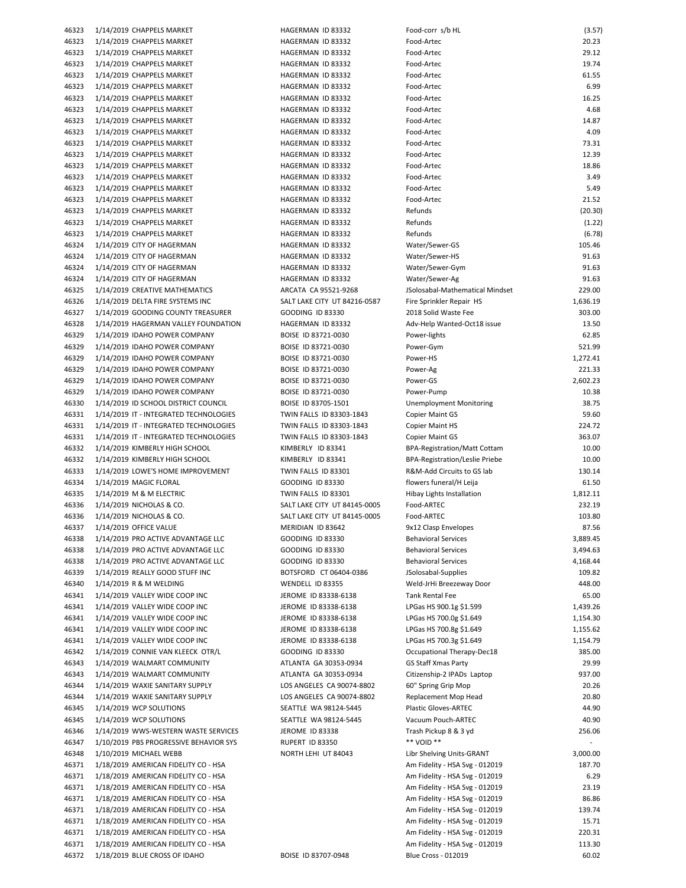| | | | | | |
|---|---|---|---|---|---|
| 46323 | 1/14/2019 | CHAPPELS MARKET | HAGERMAN ID 83332 | Food-corr s/b HL | (3.57) |
| 46323 | 1/14/2019 | CHAPPELS MARKET | HAGERMAN ID 83332 | Food-Artec | 20.23 |
| 46323 | 1/14/2019 | CHAPPELS MARKET | HAGERMAN ID 83332 | Food-Artec | 29.12 |
| 46323 | 1/14/2019 | CHAPPELS MARKET | HAGERMAN ID 83332 | Food-Artec | 19.74 |
| 46323 | 1/14/2019 | CHAPPELS MARKET | HAGERMAN ID 83332 | Food-Artec | 61.55 |
| 46323 | 1/14/2019 | CHAPPELS MARKET | HAGERMAN ID 83332 | Food-Artec | 6.99 |
| 46323 | 1/14/2019 | CHAPPELS MARKET | HAGERMAN ID 83332 | Food-Artec | 16.25 |
| 46323 | 1/14/2019 | CHAPPELS MARKET | HAGERMAN ID 83332 | Food-Artec | 4.68 |
| 46323 | 1/14/2019 | CHAPPELS MARKET | HAGERMAN ID 83332 | Food-Artec | 14.87 |
| 46323 | 1/14/2019 | CHAPPELS MARKET | HAGERMAN ID 83332 | Food-Artec | 4.09 |
| 46323 | 1/14/2019 | CHAPPELS MARKET | HAGERMAN ID 83332 | Food-Artec | 73.31 |
| 46323 | 1/14/2019 | CHAPPELS MARKET | HAGERMAN ID 83332 | Food-Artec | 12.39 |
| 46323 | 1/14/2019 | CHAPPELS MARKET | HAGERMAN ID 83332 | Food-Artec | 18.86 |
| 46323 | 1/14/2019 | CHAPPELS MARKET | HAGERMAN ID 83332 | Food-Artec | 3.49 |
| 46323 | 1/14/2019 | CHAPPELS MARKET | HAGERMAN ID 83332 | Food-Artec | 5.49 |
| 46323 | 1/14/2019 | CHAPPELS MARKET | HAGERMAN ID 83332 | Food-Artec | 21.52 |
| 46323 | 1/14/2019 | CHAPPELS MARKET | HAGERMAN ID 83332 | Refunds | (20.30) |
| 46323 | 1/14/2019 | CHAPPELS MARKET | HAGERMAN ID 83332 | Refunds | (1.22) |
| 46323 | 1/14/2019 | CHAPPELS MARKET | HAGERMAN ID 83332 | Refunds | (6.78) |
| 46324 | 1/14/2019 | CITY OF HAGERMAN | HAGERMAN ID 83332 | Water/Sewer-GS | 105.46 |
| 46324 | 1/14/2019 | CITY OF HAGERMAN | HAGERMAN ID 83332 | Water/Sewer-HS | 91.63 |
| 46324 | 1/14/2019 | CITY OF HAGERMAN | HAGERMAN ID 83332 | Water/Sewer-Gym | 91.63 |
| 46324 | 1/14/2019 | CITY OF HAGERMAN | HAGERMAN ID 83332 | Water/Sewer-Ag | 91.63 |
| 46325 | 1/14/2019 | CREATIVE MATHEMATICS | ARCATA CA 95521-9268 | JSolosabal-Mathematical Mindset | 229.00 |
| 46326 | 1/14/2019 | DELTA FIRE SYSTEMS INC | SALT LAKE CITY UT 84216-0587 | Fire Sprinkler Repair HS | 1,636.19 |
| 46327 | 1/14/2019 | GOODING COUNTY TREASURER | GOODING ID 83330 | 2018 Solid Waste Fee | 303.00 |
| 46328 | 1/14/2019 | HAGERMAN VALLEY FOUNDATION | HAGERMAN ID 83332 | Adv-Help Wanted-Oct18 issue | 13.50 |
| 46329 | 1/14/2019 | IDAHO POWER COMPANY | BOISE ID 83721-0030 | Power-lights | 62.85 |
| 46329 | 1/14/2019 | IDAHO POWER COMPANY | BOISE ID 83721-0030 | Power-Gym | 521.99 |
| 46329 | 1/14/2019 | IDAHO POWER COMPANY | BOISE ID 83721-0030 | Power-HS | 1,272.41 |
| 46329 | 1/14/2019 | IDAHO POWER COMPANY | BOISE ID 83721-0030 | Power-Ag | 221.33 |
| 46329 | 1/14/2019 | IDAHO POWER COMPANY | BOISE ID 83721-0030 | Power-GS | 2,602.23 |
| 46329 | 1/14/2019 | IDAHO POWER COMPANY | BOISE ID 83721-0030 | Power-Pump | 10.38 |
| 46330 | 1/14/2019 | ID SCHOOL DISTRICT COUNCIL | BOISE ID 83705-1501 | Unemployment Monitoring | 38.75 |
| 46331 | 1/14/2019 | IT - INTEGRATED TECHNOLOGIES | TWIN FALLS ID 83303-1843 | Copier Maint GS | 59.60 |
| 46331 | 1/14/2019 | IT - INTEGRATED TECHNOLOGIES | TWIN FALLS ID 83303-1843 | Copier Maint HS | 224.72 |
| 46331 | 1/14/2019 | IT - INTEGRATED TECHNOLOGIES | TWIN FALLS ID 83303-1843 | Copier Maint GS | 363.07 |
| 46332 | 1/14/2019 | KIMBERLY HIGH SCHOOL | KIMBERLY ID 83341 | BPA-Registration/Matt Cottam | 10.00 |
| 46332 | 1/14/2019 | KIMBERLY HIGH SCHOOL | KIMBERLY ID 83341 | BPA-Registration/Leslie Priebe | 10.00 |
| 46333 | 1/14/2019 | LOWE'S HOME IMPROVEMENT | TWIN FALLS ID 83301 | R&M-Add Circuits to GS lab | 130.14 |
| 46334 | 1/14/2019 | MAGIC FLORAL | GOODING ID 83330 | flowers funeral/H Leija | 61.50 |
| 46335 | 1/14/2019 | M & M ELECTRIC | TWIN FALLS ID 83301 | Hibay Lights Installation | 1,812.11 |
| 46336 | 1/14/2019 | NICHOLAS & CO. | SALT LAKE CITY UT 84145-0005 | Food-ARTEC | 232.19 |
| 46336 | 1/14/2019 | NICHOLAS & CO. | SALT LAKE CITY UT 84145-0005 | Food-ARTEC | 103.80 |
| 46337 | 1/14/2019 | OFFICE VALUE | MERIDIAN ID 83642 | 9x12 Clasp Envelopes | 87.56 |
| 46338 | 1/14/2019 | PRO ACTIVE ADVANTAGE LLC | GOODING ID 83330 | Behavioral Services | 3,889.45 |
| 46338 | 1/14/2019 | PRO ACTIVE ADVANTAGE LLC | GOODING ID 83330 | Behavioral Services | 3,494.63 |
| 46338 | 1/14/2019 | PRO ACTIVE ADVANTAGE LLC | GOODING ID 83330 | Behavioral Services | 4,168.44 |
| 46339 | 1/14/2019 | REALLY GOOD STUFF INC | BOTSFORD CT 06404-0386 | JSolosabal-Supplies | 109.82 |
| 46340 | 1/14/2019 | R & M WELDING | WENDELL ID 83355 | Weld-JrHi Breezeway Door | 448.00 |
| 46341 | 1/14/2019 | VALLEY WIDE COOP INC | JEROME ID 83338-6138 | Tank Rental Fee | 65.00 |
| 46341 | 1/14/2019 | VALLEY WIDE COOP INC | JEROME ID 83338-6138 | LPGas HS 900.1g $1.599 | 1,439.26 |
| 46341 | 1/14/2019 | VALLEY WIDE COOP INC | JEROME ID 83338-6138 | LPGas HS 700.0g $1.649 | 1,154.30 |
| 46341 | 1/14/2019 | VALLEY WIDE COOP INC | JEROME ID 83338-6138 | LPGas HS 700.8g $1.649 | 1,155.62 |
| 46341 | 1/14/2019 | VALLEY WIDE COOP INC | JEROME ID 83338-6138 | LPGas HS 700.3g $1.649 | 1,154.79 |
| 46342 | 1/14/2019 | CONNIE VAN KLEECK OTR/L | GOODING ID 83330 | Occupational Therapy-Dec18 | 385.00 |
| 46343 | 1/14/2019 | WALMART COMMUNITY | ATLANTA GA 30353-0934 | GS Staff Xmas Party | 29.99 |
| 46343 | 1/14/2019 | WALMART COMMUNITY | ATLANTA GA 30353-0934 | Citizenship-2 IPADs Laptop | 937.00 |
| 46344 | 1/14/2019 | WAXIE SANITARY SUPPLY | LOS ANGELES CA 90074-8802 | 60" Spring Grip Mop | 20.26 |
| 46344 | 1/14/2019 | WAXIE SANITARY SUPPLY | LOS ANGELES CA 90074-8802 | Replacement Mop Head | 20.80 |
| 46345 | 1/14/2019 | WCP SOLUTIONS | SEATTLE WA 98124-5445 | Plastic Gloves-ARTEC | 44.90 |
| 46345 | 1/14/2019 | WCP SOLUTIONS | SEATTLE WA 98124-5445 | Vacuum Pouch-ARTEC | 40.90 |
| 46346 | 1/14/2019 | WWS-WESTERN WASTE SERVICES | JEROME ID 83338 | Trash Pickup 8 & 3 yd | 256.06 |
| 46347 | 1/10/2019 | PBS PROGRESSIVE BEHAVIOR SYS | RUPERT ID 83350 | ** VOID ** | - |
| 46348 | 1/10/2019 | MICHAEL WEBB | NORTH LEHI UT 84043 | Libr Shelving Units-GRANT | 3,000.00 |
| 46371 | 1/18/2019 | AMERICAN FIDELITY CO - HSA | | Am Fidelity - HSA Svg - 012019 | 187.70 |
| 46371 | 1/18/2019 | AMERICAN FIDELITY CO - HSA | | Am Fidelity - HSA Svg - 012019 | 6.29 |
| 46371 | 1/18/2019 | AMERICAN FIDELITY CO - HSA | | Am Fidelity - HSA Svg - 012019 | 23.19 |
| 46371 | 1/18/2019 | AMERICAN FIDELITY CO - HSA | | Am Fidelity - HSA Svg - 012019 | 86.86 |
| 46371 | 1/18/2019 | AMERICAN FIDELITY CO - HSA | | Am Fidelity - HSA Svg - 012019 | 139.74 |
| 46371 | 1/18/2019 | AMERICAN FIDELITY CO - HSA | | Am Fidelity - HSA Svg - 012019 | 15.71 |
| 46371 | 1/18/2019 | AMERICAN FIDELITY CO - HSA | | Am Fidelity - HSA Svg - 012019 | 220.31 |
| 46371 | 1/18/2019 | AMERICAN FIDELITY CO - HSA | | Am Fidelity - HSA Svg - 012019 | 113.30 |
| 46372 | 1/18/2019 | BLUE CROSS OF IDAHO | BOISE ID 83707-0948 | Blue Cross - 012019 | 60.02 |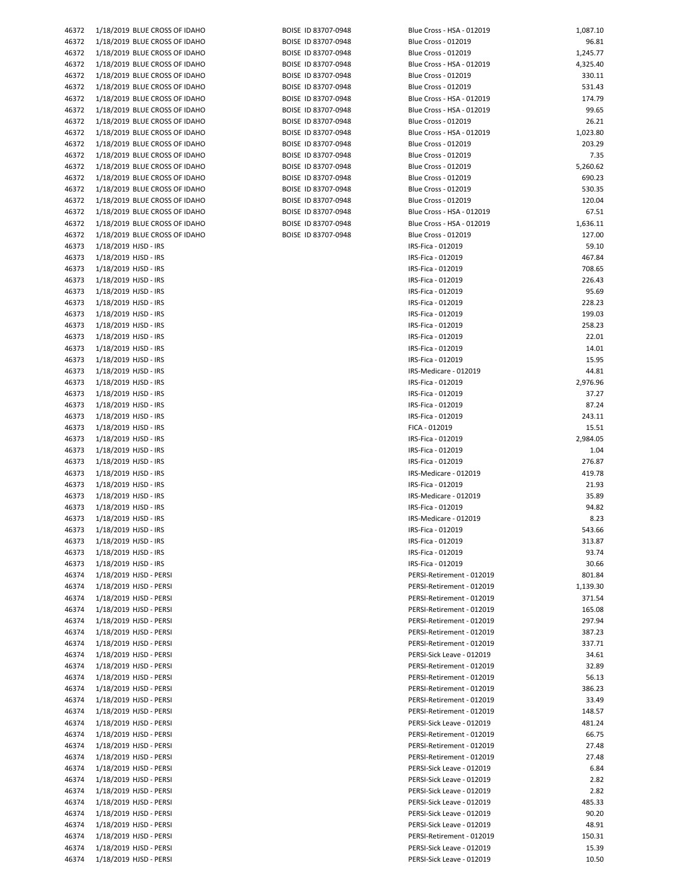| | | | | | |
|---|---|---|---|---|---|
| 46372 | 1/18/2019 | BLUE CROSS OF IDAHO | BOISE ID 83707-0948 | Blue Cross - HSA - 012019 | 1,087.10 |
| 46372 | 1/18/2019 | BLUE CROSS OF IDAHO | BOISE ID 83707-0948 | Blue Cross - 012019 | 96.81 |
| 46372 | 1/18/2019 | BLUE CROSS OF IDAHO | BOISE ID 83707-0948 | Blue Cross - 012019 | 1,245.77 |
| 46372 | 1/18/2019 | BLUE CROSS OF IDAHO | BOISE ID 83707-0948 | Blue Cross - HSA - 012019 | 4,325.40 |
| 46372 | 1/18/2019 | BLUE CROSS OF IDAHO | BOISE ID 83707-0948 | Blue Cross - 012019 | 330.11 |
| 46372 | 1/18/2019 | BLUE CROSS OF IDAHO | BOISE ID 83707-0948 | Blue Cross - 012019 | 531.43 |
| 46372 | 1/18/2019 | BLUE CROSS OF IDAHO | BOISE ID 83707-0948 | Blue Cross - HSA - 012019 | 174.79 |
| 46372 | 1/18/2019 | BLUE CROSS OF IDAHO | BOISE ID 83707-0948 | Blue Cross - HSA - 012019 | 99.65 |
| 46372 | 1/18/2019 | BLUE CROSS OF IDAHO | BOISE ID 83707-0948 | Blue Cross - 012019 | 26.21 |
| 46372 | 1/18/2019 | BLUE CROSS OF IDAHO | BOISE ID 83707-0948 | Blue Cross - HSA - 012019 | 1,023.80 |
| 46372 | 1/18/2019 | BLUE CROSS OF IDAHO | BOISE ID 83707-0948 | Blue Cross - 012019 | 203.29 |
| 46372 | 1/18/2019 | BLUE CROSS OF IDAHO | BOISE ID 83707-0948 | Blue Cross - 012019 | 7.35 |
| 46372 | 1/18/2019 | BLUE CROSS OF IDAHO | BOISE ID 83707-0948 | Blue Cross - 012019 | 5,260.62 |
| 46372 | 1/18/2019 | BLUE CROSS OF IDAHO | BOISE ID 83707-0948 | Blue Cross - 012019 | 690.23 |
| 46372 | 1/18/2019 | BLUE CROSS OF IDAHO | BOISE ID 83707-0948 | Blue Cross - 012019 | 530.35 |
| 46372 | 1/18/2019 | BLUE CROSS OF IDAHO | BOISE ID 83707-0948 | Blue Cross - 012019 | 120.04 |
| 46372 | 1/18/2019 | BLUE CROSS OF IDAHO | BOISE ID 83707-0948 | Blue Cross - HSA - 012019 | 67.51 |
| 46372 | 1/18/2019 | BLUE CROSS OF IDAHO | BOISE ID 83707-0948 | Blue Cross - HSA - 012019 | 1,636.11 |
| 46372 | 1/18/2019 | BLUE CROSS OF IDAHO | BOISE ID 83707-0948 | Blue Cross - 012019 | 127.00 |
| 46373 | 1/18/2019 | HJSD - IRS | | IRS-Fica - 012019 | 59.10 |
| 46373 | 1/18/2019 | HJSD - IRS | | IRS-Fica - 012019 | 467.84 |
| 46373 | 1/18/2019 | HJSD - IRS | | IRS-Fica - 012019 | 708.65 |
| 46373 | 1/18/2019 | HJSD - IRS | | IRS-Fica - 012019 | 226.43 |
| 46373 | 1/18/2019 | HJSD - IRS | | IRS-Fica - 012019 | 95.69 |
| 46373 | 1/18/2019 | HJSD - IRS | | IRS-Fica - 012019 | 228.23 |
| 46373 | 1/18/2019 | HJSD - IRS | | IRS-Fica - 012019 | 199.03 |
| 46373 | 1/18/2019 | HJSD - IRS | | IRS-Fica - 012019 | 258.23 |
| 46373 | 1/18/2019 | HJSD - IRS | | IRS-Fica - 012019 | 22.01 |
| 46373 | 1/18/2019 | HJSD - IRS | | IRS-Fica - 012019 | 14.01 |
| 46373 | 1/18/2019 | HJSD - IRS | | IRS-Fica - 012019 | 15.95 |
| 46373 | 1/18/2019 | HJSD - IRS | | IRS-Medicare - 012019 | 44.81 |
| 46373 | 1/18/2019 | HJSD - IRS | | IRS-Fica - 012019 | 2,976.96 |
| 46373 | 1/18/2019 | HJSD - IRS | | IRS-Fica - 012019 | 37.27 |
| 46373 | 1/18/2019 | HJSD - IRS | | IRS-Fica - 012019 | 87.24 |
| 46373 | 1/18/2019 | HJSD - IRS | | IRS-Fica - 012019 | 243.11 |
| 46373 | 1/18/2019 | HJSD - IRS | | FICA - 012019 | 15.51 |
| 46373 | 1/18/2019 | HJSD - IRS | | IRS-Fica - 012019 | 2,984.05 |
| 46373 | 1/18/2019 | HJSD - IRS | | IRS-Fica - 012019 | 1.04 |
| 46373 | 1/18/2019 | HJSD - IRS | | IRS-Fica - 012019 | 276.87 |
| 46373 | 1/18/2019 | HJSD - IRS | | IRS-Medicare - 012019 | 419.78 |
| 46373 | 1/18/2019 | HJSD - IRS | | IRS-Fica - 012019 | 21.93 |
| 46373 | 1/18/2019 | HJSD - IRS | | IRS-Medicare - 012019 | 35.89 |
| 46373 | 1/18/2019 | HJSD - IRS | | IRS-Fica - 012019 | 94.82 |
| 46373 | 1/18/2019 | HJSD - IRS | | IRS-Medicare - 012019 | 8.23 |
| 46373 | 1/18/2019 | HJSD - IRS | | IRS-Fica - 012019 | 543.66 |
| 46373 | 1/18/2019 | HJSD - IRS | | IRS-Fica - 012019 | 313.87 |
| 46373 | 1/18/2019 | HJSD - IRS | | IRS-Fica - 012019 | 93.74 |
| 46373 | 1/18/2019 | HJSD - IRS | | IRS-Fica - 012019 | 30.66 |
| 46374 | 1/18/2019 | HJSD - PERSI | | PERSI-Retirement - 012019 | 801.84 |
| 46374 | 1/18/2019 | HJSD - PERSI | | PERSI-Retirement - 012019 | 1,139.30 |
| 46374 | 1/18/2019 | HJSD - PERSI | | PERSI-Retirement - 012019 | 371.54 |
| 46374 | 1/18/2019 | HJSD - PERSI | | PERSI-Retirement - 012019 | 165.08 |
| 46374 | 1/18/2019 | HJSD - PERSI | | PERSI-Retirement - 012019 | 297.94 |
| 46374 | 1/18/2019 | HJSD - PERSI | | PERSI-Retirement - 012019 | 387.23 |
| 46374 | 1/18/2019 | HJSD - PERSI | | PERSI-Retirement - 012019 | 337.71 |
| 46374 | 1/18/2019 | HJSD - PERSI | | PERSI-Sick Leave - 012019 | 34.61 |
| 46374 | 1/18/2019 | HJSD - PERSI | | PERSI-Retirement - 012019 | 32.89 |
| 46374 | 1/18/2019 | HJSD - PERSI | | PERSI-Retirement - 012019 | 56.13 |
| 46374 | 1/18/2019 | HJSD - PERSI | | PERSI-Retirement - 012019 | 386.23 |
| 46374 | 1/18/2019 | HJSD - PERSI | | PERSI-Retirement - 012019 | 33.49 |
| 46374 | 1/18/2019 | HJSD - PERSI | | PERSI-Retirement - 012019 | 148.57 |
| 46374 | 1/18/2019 | HJSD - PERSI | | PERSI-Sick Leave - 012019 | 481.24 |
| 46374 | 1/18/2019 | HJSD - PERSI | | PERSI-Retirement - 012019 | 66.75 |
| 46374 | 1/18/2019 | HJSD - PERSI | | PERSI-Retirement - 012019 | 27.48 |
| 46374 | 1/18/2019 | HJSD - PERSI | | PERSI-Retirement - 012019 | 27.48 |
| 46374 | 1/18/2019 | HJSD - PERSI | | PERSI-Sick Leave - 012019 | 6.84 |
| 46374 | 1/18/2019 | HJSD - PERSI | | PERSI-Sick Leave - 012019 | 2.82 |
| 46374 | 1/18/2019 | HJSD - PERSI | | PERSI-Sick Leave - 012019 | 2.82 |
| 46374 | 1/18/2019 | HJSD - PERSI | | PERSI-Sick Leave - 012019 | 485.33 |
| 46374 | 1/18/2019 | HJSD - PERSI | | PERSI-Sick Leave - 012019 | 90.20 |
| 46374 | 1/18/2019 | HJSD - PERSI | | PERSI-Sick Leave - 012019 | 48.91 |
| 46374 | 1/18/2019 | HJSD - PERSI | | PERSI-Retirement - 012019 | 150.31 |
| 46374 | 1/18/2019 | HJSD - PERSI | | PERSI-Sick Leave - 012019 | 15.39 |
| 46374 | 1/18/2019 | HJSD - PERSI | | PERSI-Sick Leave - 012019 | 10.50 |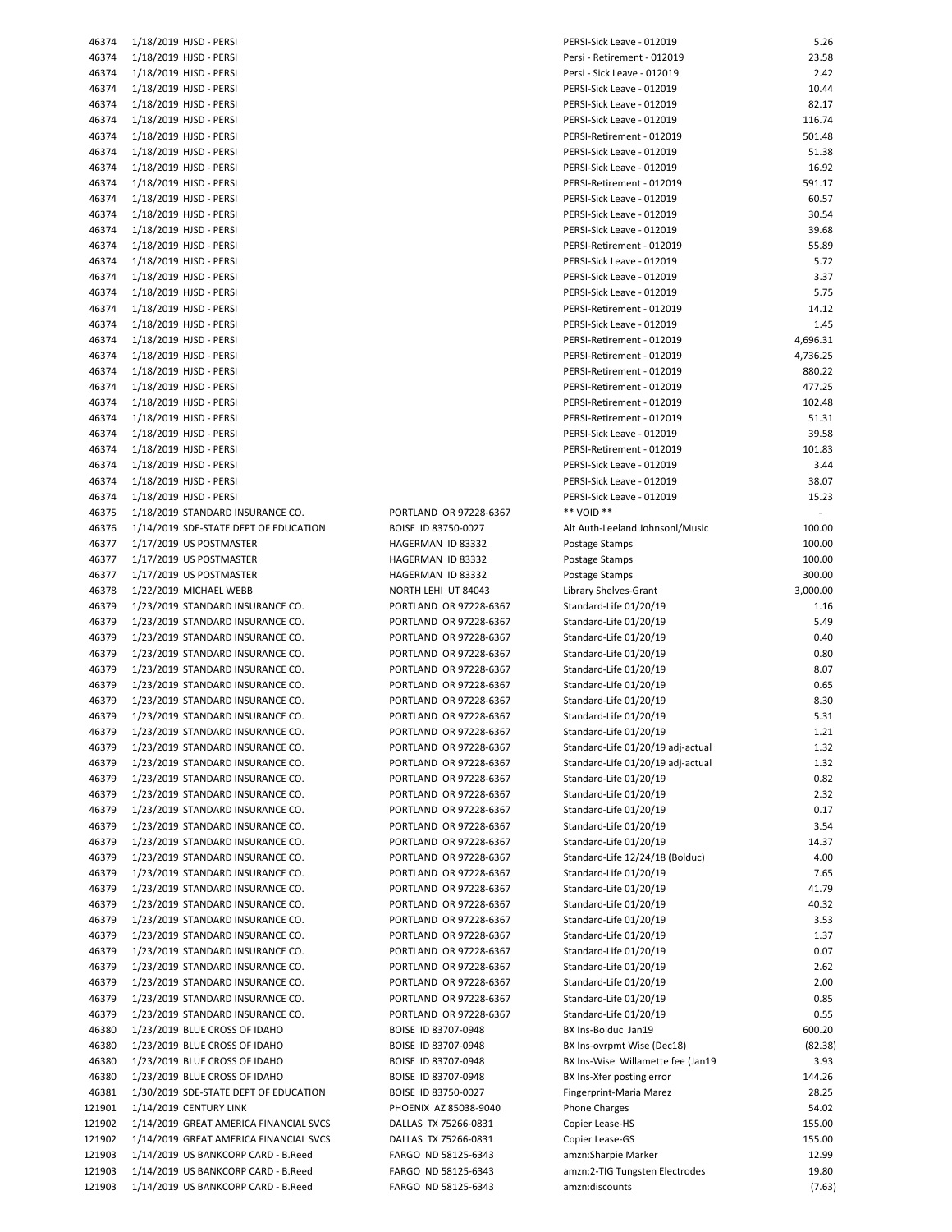| | | | | |
|---|---|---|---|---|
| 46374 | 1/18/2019 HJSD - PERSI | | PERSI-Sick Leave - 012019 | 5.26 |
| 46374 | 1/18/2019 HJSD - PERSI | | Persi - Retirement - 012019 | 23.58 |
| 46374 | 1/18/2019 HJSD - PERSI | | Persi - Sick Leave - 012019 | 2.42 |
| 46374 | 1/18/2019 HJSD - PERSI | | PERSI-Sick Leave - 012019 | 10.44 |
| 46374 | 1/18/2019 HJSD - PERSI | | PERSI-Sick Leave - 012019 | 82.17 |
| 46374 | 1/18/2019 HJSD - PERSI | | PERSI-Sick Leave - 012019 | 116.74 |
| 46374 | 1/18/2019 HJSD - PERSI | | PERSI-Retirement - 012019 | 501.48 |
| 46374 | 1/18/2019 HJSD - PERSI | | PERSI-Sick Leave - 012019 | 51.38 |
| 46374 | 1/18/2019 HJSD - PERSI | | PERSI-Sick Leave - 012019 | 16.92 |
| 46374 | 1/18/2019 HJSD - PERSI | | PERSI-Retirement - 012019 | 591.17 |
| 46374 | 1/18/2019 HJSD - PERSI | | PERSI-Sick Leave - 012019 | 60.57 |
| 46374 | 1/18/2019 HJSD - PERSI | | PERSI-Sick Leave - 012019 | 30.54 |
| 46374 | 1/18/2019 HJSD - PERSI | | PERSI-Sick Leave - 012019 | 39.68 |
| 46374 | 1/18/2019 HJSD - PERSI | | PERSI-Retirement - 012019 | 55.89 |
| 46374 | 1/18/2019 HJSD - PERSI | | PERSI-Sick Leave - 012019 | 5.72 |
| 46374 | 1/18/2019 HJSD - PERSI | | PERSI-Sick Leave - 012019 | 3.37 |
| 46374 | 1/18/2019 HJSD - PERSI | | PERSI-Sick Leave - 012019 | 5.75 |
| 46374 | 1/18/2019 HJSD - PERSI | | PERSI-Retirement - 012019 | 14.12 |
| 46374 | 1/18/2019 HJSD - PERSI | | PERSI-Sick Leave - 012019 | 1.45 |
| 46374 | 1/18/2019 HJSD - PERSI | | PERSI-Retirement - 012019 | 4,696.31 |
| 46374 | 1/18/2019 HJSD - PERSI | | PERSI-Retirement - 012019 | 4,736.25 |
| 46374 | 1/18/2019 HJSD - PERSI | | PERSI-Retirement - 012019 | 880.22 |
| 46374 | 1/18/2019 HJSD - PERSI | | PERSI-Retirement - 012019 | 477.25 |
| 46374 | 1/18/2019 HJSD - PERSI | | PERSI-Retirement - 012019 | 102.48 |
| 46374 | 1/18/2019 HJSD - PERSI | | PERSI-Retirement - 012019 | 51.31 |
| 46374 | 1/18/2019 HJSD - PERSI | | PERSI-Sick Leave - 012019 | 39.58 |
| 46374 | 1/18/2019 HJSD - PERSI | | PERSI-Retirement - 012019 | 101.83 |
| 46374 | 1/18/2019 HJSD - PERSI | | PERSI-Sick Leave - 012019 | 3.44 |
| 46374 | 1/18/2019 HJSD - PERSI | | PERSI-Sick Leave - 012019 | 38.07 |
| 46374 | 1/18/2019 HJSD - PERSI | | PERSI-Sick Leave - 012019 | 15.23 |
| 46375 | 1/18/2019 STANDARD INSURANCE CO. | PORTLAND OR 97228-6367 | ** VOID ** | - |
| 46376 | 1/14/2019 SDE-STATE DEPT OF EDUCATION | BOISE ID 83750-0027 | Alt Auth-Leeland Johnsonl/Music | 100.00 |
| 46377 | 1/17/2019 US POSTMASTER | HAGERMAN ID 83332 | Postage Stamps | 100.00 |
| 46377 | 1/17/2019 US POSTMASTER | HAGERMAN ID 83332 | Postage Stamps | 100.00 |
| 46377 | 1/17/2019 US POSTMASTER | HAGERMAN ID 83332 | Postage Stamps | 300.00 |
| 46378 | 1/22/2019 MICHAEL WEBB | NORTH LEHI UT 84043 | Library Shelves-Grant | 3,000.00 |
| 46379 | 1/23/2019 STANDARD INSURANCE CO. | PORTLAND OR 97228-6367 | Standard-Life 01/20/19 | 1.16 |
| 46379 | 1/23/2019 STANDARD INSURANCE CO. | PORTLAND OR 97228-6367 | Standard-Life 01/20/19 | 5.49 |
| 46379 | 1/23/2019 STANDARD INSURANCE CO. | PORTLAND OR 97228-6367 | Standard-Life 01/20/19 | 0.40 |
| 46379 | 1/23/2019 STANDARD INSURANCE CO. | PORTLAND OR 97228-6367 | Standard-Life 01/20/19 | 0.80 |
| 46379 | 1/23/2019 STANDARD INSURANCE CO. | PORTLAND OR 97228-6367 | Standard-Life 01/20/19 | 8.07 |
| 46379 | 1/23/2019 STANDARD INSURANCE CO. | PORTLAND OR 97228-6367 | Standard-Life 01/20/19 | 0.65 |
| 46379 | 1/23/2019 STANDARD INSURANCE CO. | PORTLAND OR 97228-6367 | Standard-Life 01/20/19 | 8.30 |
| 46379 | 1/23/2019 STANDARD INSURANCE CO. | PORTLAND OR 97228-6367 | Standard-Life 01/20/19 | 5.31 |
| 46379 | 1/23/2019 STANDARD INSURANCE CO. | PORTLAND OR 97228-6367 | Standard-Life 01/20/19 | 1.21 |
| 46379 | 1/23/2019 STANDARD INSURANCE CO. | PORTLAND OR 97228-6367 | Standard-Life 01/20/19 adj-actual | 1.32 |
| 46379 | 1/23/2019 STANDARD INSURANCE CO. | PORTLAND OR 97228-6367 | Standard-Life 01/20/19 adj-actual | 1.32 |
| 46379 | 1/23/2019 STANDARD INSURANCE CO. | PORTLAND OR 97228-6367 | Standard-Life 01/20/19 | 0.82 |
| 46379 | 1/23/2019 STANDARD INSURANCE CO. | PORTLAND OR 97228-6367 | Standard-Life 01/20/19 | 2.32 |
| 46379 | 1/23/2019 STANDARD INSURANCE CO. | PORTLAND OR 97228-6367 | Standard-Life 01/20/19 | 0.17 |
| 46379 | 1/23/2019 STANDARD INSURANCE CO. | PORTLAND OR 97228-6367 | Standard-Life 01/20/19 | 3.54 |
| 46379 | 1/23/2019 STANDARD INSURANCE CO. | PORTLAND OR 97228-6367 | Standard-Life 01/20/19 | 14.37 |
| 46379 | 1/23/2019 STANDARD INSURANCE CO. | PORTLAND OR 97228-6367 | Standard-Life 12/24/18 (Bolduc) | 4.00 |
| 46379 | 1/23/2019 STANDARD INSURANCE CO. | PORTLAND OR 97228-6367 | Standard-Life 01/20/19 | 7.65 |
| 46379 | 1/23/2019 STANDARD INSURANCE CO. | PORTLAND OR 97228-6367 | Standard-Life 01/20/19 | 41.79 |
| 46379 | 1/23/2019 STANDARD INSURANCE CO. | PORTLAND OR 97228-6367 | Standard-Life 01/20/19 | 40.32 |
| 46379 | 1/23/2019 STANDARD INSURANCE CO. | PORTLAND OR 97228-6367 | Standard-Life 01/20/19 | 3.53 |
| 46379 | 1/23/2019 STANDARD INSURANCE CO. | PORTLAND OR 97228-6367 | Standard-Life 01/20/19 | 1.37 |
| 46379 | 1/23/2019 STANDARD INSURANCE CO. | PORTLAND OR 97228-6367 | Standard-Life 01/20/19 | 0.07 |
| 46379 | 1/23/2019 STANDARD INSURANCE CO. | PORTLAND OR 97228-6367 | Standard-Life 01/20/19 | 2.62 |
| 46379 | 1/23/2019 STANDARD INSURANCE CO. | PORTLAND OR 97228-6367 | Standard-Life 01/20/19 | 2.00 |
| 46379 | 1/23/2019 STANDARD INSURANCE CO. | PORTLAND OR 97228-6367 | Standard-Life 01/20/19 | 0.85 |
| 46379 | 1/23/2019 STANDARD INSURANCE CO. | PORTLAND OR 97228-6367 | Standard-Life 01/20/19 | 0.55 |
| 46380 | 1/23/2019 BLUE CROSS OF IDAHO | BOISE ID 83707-0948 | BX Ins-Bolduc Jan19 | 600.20 |
| 46380 | 1/23/2019 BLUE CROSS OF IDAHO | BOISE ID 83707-0948 | BX Ins-ovrpmt Wise (Dec18) | (82.38) |
| 46380 | 1/23/2019 BLUE CROSS OF IDAHO | BOISE ID 83707-0948 | BX Ins-Wise Willamette fee (Jan19 | 3.93 |
| 46380 | 1/23/2019 BLUE CROSS OF IDAHO | BOISE ID 83707-0948 | BX Ins-Xfer posting error | 144.26 |
| 46381 | 1/30/2019 SDE-STATE DEPT OF EDUCATION | BOISE ID 83750-0027 | Fingerprint-Maria Marez | 28.25 |
| 121901 | 1/14/2019 CENTURY LINK | PHOENIX AZ 85038-9040 | Phone Charges | 54.02 |
| 121902 | 1/14/2019 GREAT AMERICA FINANCIAL SVCS | DALLAS TX 75266-0831 | Copier Lease-HS | 155.00 |
| 121902 | 1/14/2019 GREAT AMERICA FINANCIAL SVCS | DALLAS TX 75266-0831 | Copier Lease-GS | 155.00 |
| 121903 | 1/14/2019 US BANKCORP CARD - B.Reed | FARGO ND 58125-6343 | amzn:Sharpie Marker | 12.99 |
| 121903 | 1/14/2019 US BANKCORP CARD - B.Reed | FARGO ND 58125-6343 | amzn:2-TIG Tungsten Electrodes | 19.80 |
| 121903 | 1/14/2019 US BANKCORP CARD - B.Reed | FARGO ND 58125-6343 | amzn:discounts | (7.63) |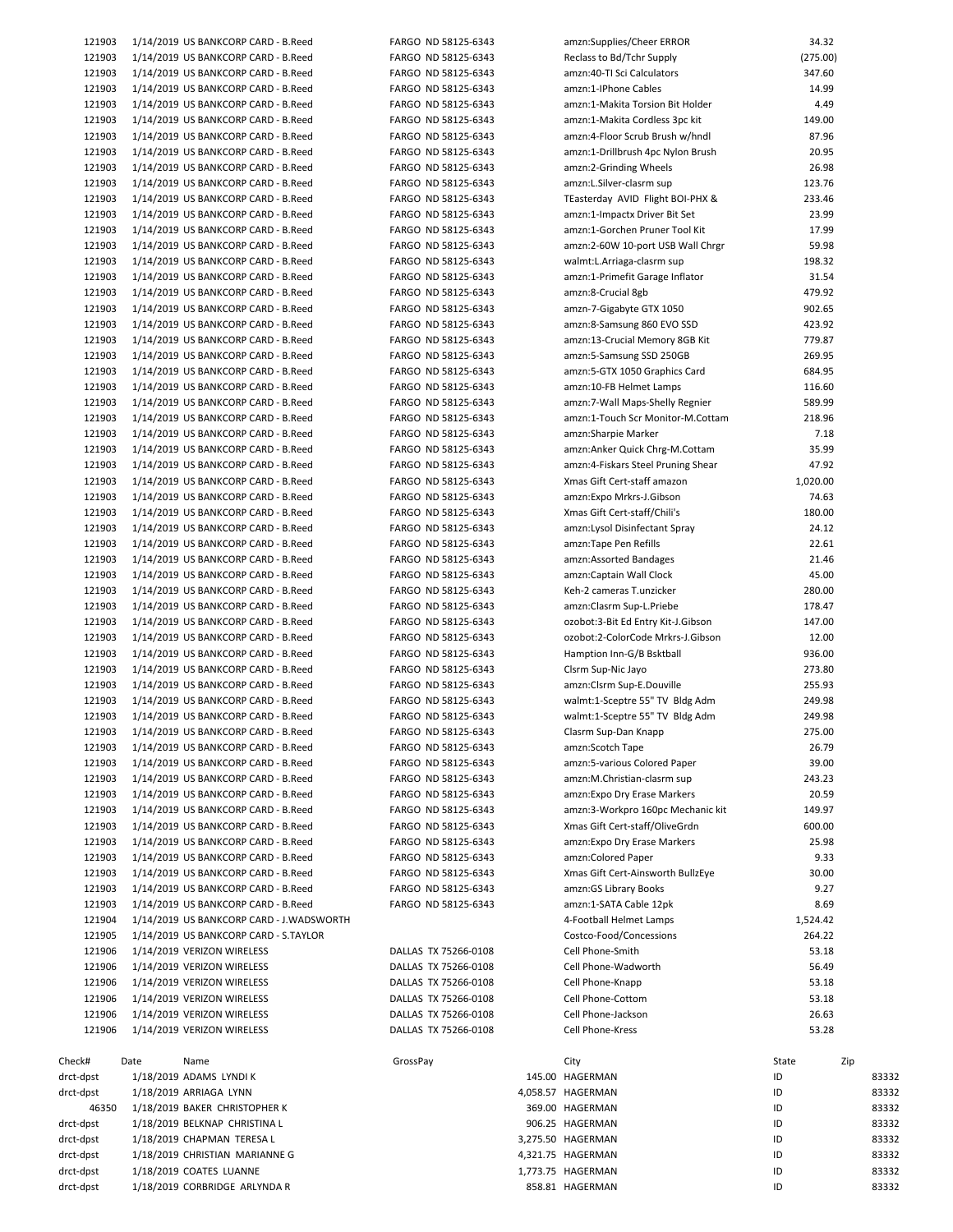| | | | | | |
|---|---|---|---|---|---|
| 121903 | 1/14/2019 | US BANKCORP CARD - B.Reed | FARGO ND 58125-6343 | amzn:Supplies/Cheer ERROR | 34.32 |
| 121903 | 1/14/2019 | US BANKCORP CARD - B.Reed | FARGO ND 58125-6343 | Reclass to Bd/Tchr Supply | (275.00) |
| 121903 | 1/14/2019 | US BANKCORP CARD - B.Reed | FARGO ND 58125-6343 | amzn:40-TI Sci Calculators | 347.60 |
| 121903 | 1/14/2019 | US BANKCORP CARD - B.Reed | FARGO ND 58125-6343 | amzn:1-IPhone Cables | 14.99 |
| 121903 | 1/14/2019 | US BANKCORP CARD - B.Reed | FARGO ND 58125-6343 | amzn:1-Makita Torsion Bit Holder | 4.49 |
| 121903 | 1/14/2019 | US BANKCORP CARD - B.Reed | FARGO ND 58125-6343 | amzn:1-Makita Cordless 3pc kit | 149.00 |
| 121903 | 1/14/2019 | US BANKCORP CARD - B.Reed | FARGO ND 58125-6343 | amzn:4-Floor Scrub Brush w/hndl | 87.96 |
| 121903 | 1/14/2019 | US BANKCORP CARD - B.Reed | FARGO ND 58125-6343 | amzn:1-Drillbrush 4pc Nylon Brush | 20.95 |
| 121903 | 1/14/2019 | US BANKCORP CARD - B.Reed | FARGO ND 58125-6343 | amzn:2-Grinding Wheels | 26.98 |
| 121903 | 1/14/2019 | US BANKCORP CARD - B.Reed | FARGO ND 58125-6343 | amzn:L.Silver-clasrm sup | 123.76 |
| 121903 | 1/14/2019 | US BANKCORP CARD - B.Reed | FARGO ND 58125-6343 | TEasterday AVID Flight BOI-PHX & | 233.46 |
| 121903 | 1/14/2019 | US BANKCORP CARD - B.Reed | FARGO ND 58125-6343 | amzn:1-Impactx Driver Bit Set | 23.99 |
| 121903 | 1/14/2019 | US BANKCORP CARD - B.Reed | FARGO ND 58125-6343 | amzn:1-Gorchen Pruner Tool Kit | 17.99 |
| 121903 | 1/14/2019 | US BANKCORP CARD - B.Reed | FARGO ND 58125-6343 | amzn:2-60W 10-port USB Wall Chrgr | 59.98 |
| 121903 | 1/14/2019 | US BANKCORP CARD - B.Reed | FARGO ND 58125-6343 | walmt:L.Arriaga-clasrm sup | 198.32 |
| 121903 | 1/14/2019 | US BANKCORP CARD - B.Reed | FARGO ND 58125-6343 | amzn:1-Primefit Garage Inflator | 31.54 |
| 121903 | 1/14/2019 | US BANKCORP CARD - B.Reed | FARGO ND 58125-6343 | amzn:8-Crucial 8gb | 479.92 |
| 121903 | 1/14/2019 | US BANKCORP CARD - B.Reed | FARGO ND 58125-6343 | amzn-7-Gigabyte GTX 1050 | 902.65 |
| 121903 | 1/14/2019 | US BANKCORP CARD - B.Reed | FARGO ND 58125-6343 | amzn:8-Samsung 860 EVO SSD | 423.92 |
| 121903 | 1/14/2019 | US BANKCORP CARD - B.Reed | FARGO ND 58125-6343 | amzn:13-Crucial Memory 8GB Kit | 779.87 |
| 121903 | 1/14/2019 | US BANKCORP CARD - B.Reed | FARGO ND 58125-6343 | amzn:5-Samsung SSD 250GB | 269.95 |
| 121903 | 1/14/2019 | US BANKCORP CARD - B.Reed | FARGO ND 58125-6343 | amzn:5-GTX 1050 Graphics Card | 684.95 |
| 121903 | 1/14/2019 | US BANKCORP CARD - B.Reed | FARGO ND 58125-6343 | amzn:10-FB Helmet Lamps | 116.60 |
| 121903 | 1/14/2019 | US BANKCORP CARD - B.Reed | FARGO ND 58125-6343 | amzn:7-Wall Maps-Shelly Regnier | 589.99 |
| 121903 | 1/14/2019 | US BANKCORP CARD - B.Reed | FARGO ND 58125-6343 | amzn:1-Touch Scr Monitor-M.Cottam | 218.96 |
| 121903 | 1/14/2019 | US BANKCORP CARD - B.Reed | FARGO ND 58125-6343 | amzn:Sharpie Marker | 7.18 |
| 121903 | 1/14/2019 | US BANKCORP CARD - B.Reed | FARGO ND 58125-6343 | amzn:Anker Quick Chrg-M.Cottam | 35.99 |
| 121903 | 1/14/2019 | US BANKCORP CARD - B.Reed | FARGO ND 58125-6343 | amzn:4-Fiskars Steel Pruning Shear | 47.92 |
| 121903 | 1/14/2019 | US BANKCORP CARD - B.Reed | FARGO ND 58125-6343 | Xmas Gift Cert-staff amazon | 1,020.00 |
| 121903 | 1/14/2019 | US BANKCORP CARD - B.Reed | FARGO ND 58125-6343 | amzn:Expo Mrkrs-J.Gibson | 74.63 |
| 121903 | 1/14/2019 | US BANKCORP CARD - B.Reed | FARGO ND 58125-6343 | Xmas Gift Cert-staff/Chili's | 180.00 |
| 121903 | 1/14/2019 | US BANKCORP CARD - B.Reed | FARGO ND 58125-6343 | amzn:Lysol Disinfectant Spray | 24.12 |
| 121903 | 1/14/2019 | US BANKCORP CARD - B.Reed | FARGO ND 58125-6343 | amzn:Tape Pen Refills | 22.61 |
| 121903 | 1/14/2019 | US BANKCORP CARD - B.Reed | FARGO ND 58125-6343 | amzn:Assorted Bandages | 21.46 |
| 121903 | 1/14/2019 | US BANKCORP CARD - B.Reed | FARGO ND 58125-6343 | amzn:Captain Wall Clock | 45.00 |
| 121903 | 1/14/2019 | US BANKCORP CARD - B.Reed | FARGO ND 58125-6343 | Keh-2 cameras T.unzicker | 280.00 |
| 121903 | 1/14/2019 | US BANKCORP CARD - B.Reed | FARGO ND 58125-6343 | amzn:Clasrm Sup-L.Priebe | 178.47 |
| 121903 | 1/14/2019 | US BANKCORP CARD - B.Reed | FARGO ND 58125-6343 | ozobot:3-Bit Ed Entry Kit-J.Gibson | 147.00 |
| 121903 | 1/14/2019 | US BANKCORP CARD - B.Reed | FARGO ND 58125-6343 | ozobot:2-ColorCode Mrkrs-J.Gibson | 12.00 |
| 121903 | 1/14/2019 | US BANKCORP CARD - B.Reed | FARGO ND 58125-6343 | Hamption Inn-G/B Bsktball | 936.00 |
| 121903 | 1/14/2019 | US BANKCORP CARD - B.Reed | FARGO ND 58125-6343 | Clsrm Sup-Nic Jayo | 273.80 |
| 121903 | 1/14/2019 | US BANKCORP CARD - B.Reed | FARGO ND 58125-6343 | amzn:Clsrm Sup-E.Douville | 255.93 |
| 121903 | 1/14/2019 | US BANKCORP CARD - B.Reed | FARGO ND 58125-6343 | walmt:1-Sceptre 55" TV Bldg Adm | 249.98 |
| 121903 | 1/14/2019 | US BANKCORP CARD - B.Reed | FARGO ND 58125-6343 | walmt:1-Sceptre 55" TV Bldg Adm | 249.98 |
| 121903 | 1/14/2019 | US BANKCORP CARD - B.Reed | FARGO ND 58125-6343 | Clasrm Sup-Dan Knapp | 275.00 |
| 121903 | 1/14/2019 | US BANKCORP CARD - B.Reed | FARGO ND 58125-6343 | amzn:Scotch Tape | 26.79 |
| 121903 | 1/14/2019 | US BANKCORP CARD - B.Reed | FARGO ND 58125-6343 | amzn:5-various Colored Paper | 39.00 |
| 121903 | 1/14/2019 | US BANKCORP CARD - B.Reed | FARGO ND 58125-6343 | amzn:M.Christian-clasrm sup | 243.23 |
| 121903 | 1/14/2019 | US BANKCORP CARD - B.Reed | FARGO ND 58125-6343 | amzn:Expo Dry Erase Markers | 20.59 |
| 121903 | 1/14/2019 | US BANKCORP CARD - B.Reed | FARGO ND 58125-6343 | amzn:3-Workpro 160pc Mechanic kit | 149.97 |
| 121903 | 1/14/2019 | US BANKCORP CARD - B.Reed | FARGO ND 58125-6343 | Xmas Gift Cert-staff/OliveGrdn | 600.00 |
| 121903 | 1/14/2019 | US BANKCORP CARD - B.Reed | FARGO ND 58125-6343 | amzn:Expo Dry Erase Markers | 25.98 |
| 121903 | 1/14/2019 | US BANKCORP CARD - B.Reed | FARGO ND 58125-6343 | amzn:Colored Paper | 9.33 |
| 121903 | 1/14/2019 | US BANKCORP CARD - B.Reed | FARGO ND 58125-6343 | Xmas Gift Cert-Ainsworth BullzEye | 30.00 |
| 121903 | 1/14/2019 | US BANKCORP CARD - B.Reed | FARGO ND 58125-6343 | amzn:GS Library Books | 9.27 |
| 121903 | 1/14/2019 | US BANKCORP CARD - B.Reed | FARGO ND 58125-6343 | amzn:1-SATA Cable 12pk | 8.69 |
| 121904 | 1/14/2019 | US BANKCORP CARD - J.WADSWORTH | | 4-Football Helmet Lamps | 1,524.42 |
| 121905 | 1/14/2019 | US BANKCORP CARD - S.TAYLOR | | Costco-Food/Concessions | 264.22 |
| 121906 | 1/14/2019 | VERIZON WIRELESS | DALLAS TX 75266-0108 | Cell Phone-Smith | 53.18 |
| 121906 | 1/14/2019 | VERIZON WIRELESS | DALLAS TX 75266-0108 | Cell Phone-Wadworth | 56.49 |
| 121906 | 1/14/2019 | VERIZON WIRELESS | DALLAS TX 75266-0108 | Cell Phone-Knapp | 53.18 |
| 121906 | 1/14/2019 | VERIZON WIRELESS | DALLAS TX 75266-0108 | Cell Phone-Cottom | 53.18 |
| 121906 | 1/14/2019 | VERIZON WIRELESS | DALLAS TX 75266-0108 | Cell Phone-Jackson | 26.63 |
| 121906 | 1/14/2019 | VERIZON WIRELESS | DALLAS TX 75266-0108 | Cell Phone-Kress | 53.28 |

| Check# | Date | Name | GrossPay | City | State | Zip |
|---|---|---|---|---|---|---|
| drct-dpst | 1/18/2019 | ADAMS LYNDI K | 145.00 | HAGERMAN | ID | 83332 |
| drct-dpst | 1/18/2019 | ARRIAGA LYNN | 4,058.57 | HAGERMAN | ID | 83332 |
| 46350 | 1/18/2019 | BAKER CHRISTOPHER K | 369.00 | HAGERMAN | ID | 83332 |
| drct-dpst | 1/18/2019 | BELKNAP CHRISTINA L | 906.25 | HAGERMAN | ID | 83332 |
| drct-dpst | 1/18/2019 | CHAPMAN TERESA L | 3,275.50 | HAGERMAN | ID | 83332 |
| drct-dpst | 1/18/2019 | CHRISTIAN MARIANNE G | 4,321.75 | HAGERMAN | ID | 83332 |
| drct-dpst | 1/18/2019 | COATES LUANNE | 1,773.75 | HAGERMAN | ID | 83332 |
| drct-dpst | 1/18/2019 | CORBRIDGE ARLYNDA R | 858.81 | HAGERMAN | ID | 83332 |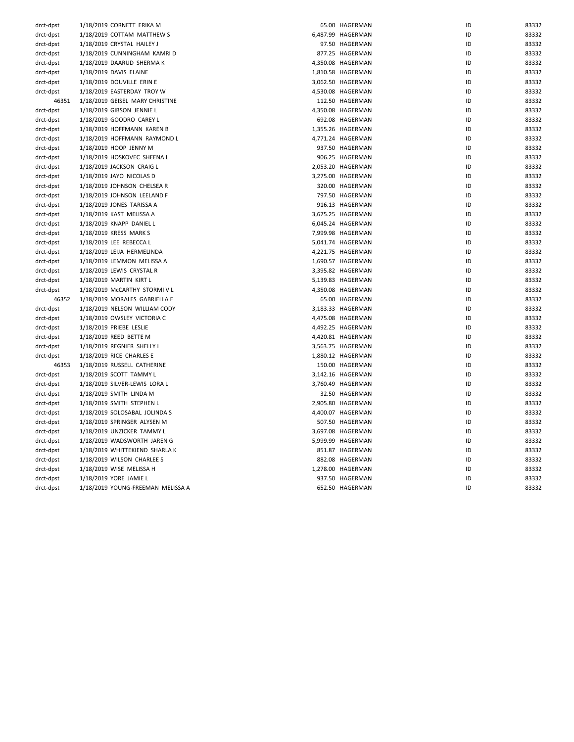| | | | | | | |
|---|---|---|---|---|---|---|
| drct-dpst | 1/18/2019 | CORNETT ERIKA M | 65.00 | HAGERMAN | ID | 83332 |
| drct-dpst | 1/18/2019 | COTTAM MATTHEW S | 6,487.99 | HAGERMAN | ID | 83332 |
| drct-dpst | 1/18/2019 | CRYSTAL HAILEY J | 97.50 | HAGERMAN | ID | 83332 |
| drct-dpst | 1/18/2019 | CUNNINGHAM KAMRI D | 877.25 | HAGERMAN | ID | 83332 |
| drct-dpst | 1/18/2019 | DAARUD SHERMA K | 4,350.08 | HAGERMAN | ID | 83332 |
| drct-dpst | 1/18/2019 | DAVIS ELAINE | 1,810.58 | HAGERMAN | ID | 83332 |
| drct-dpst | 1/18/2019 | DOUVILLE ERIN E | 3,062.50 | HAGERMAN | ID | 83332 |
| drct-dpst | 1/18/2019 | EASTERDAY TROY W | 4,530.08 | HAGERMAN | ID | 83332 |
| 46351 | 1/18/2019 | GEISEL MARY CHRISTINE | 112.50 | HAGERMAN | ID | 83332 |
| drct-dpst | 1/18/2019 | GIBSON JENNIE L | 4,350.08 | HAGERMAN | ID | 83332 |
| drct-dpst | 1/18/2019 | GOODRO CAREY L | 692.08 | HAGERMAN | ID | 83332 |
| drct-dpst | 1/18/2019 | HOFFMANN KAREN B | 1,355.26 | HAGERMAN | ID | 83332 |
| drct-dpst | 1/18/2019 | HOFFMANN RAYMOND L | 4,771.24 | HAGERMAN | ID | 83332 |
| drct-dpst | 1/18/2019 | HOOP JENNY M | 937.50 | HAGERMAN | ID | 83332 |
| drct-dpst | 1/18/2019 | HOSKOVEC SHEENA L | 906.25 | HAGERMAN | ID | 83332 |
| drct-dpst | 1/18/2019 | JACKSON CRAIG L | 2,053.20 | HAGERMAN | ID | 83332 |
| drct-dpst | 1/18/2019 | JAYO NICOLAS D | 3,275.00 | HAGERMAN | ID | 83332 |
| drct-dpst | 1/18/2019 | JOHNSON CHELSEA R | 320.00 | HAGERMAN | ID | 83332 |
| drct-dpst | 1/18/2019 | JOHNSON LEELAND F | 797.50 | HAGERMAN | ID | 83332 |
| drct-dpst | 1/18/2019 | JONES TARISSA A | 916.13 | HAGERMAN | ID | 83332 |
| drct-dpst | 1/18/2019 | KAST MELISSA A | 3,675.25 | HAGERMAN | ID | 83332 |
| drct-dpst | 1/18/2019 | KNAPP DANIEL L | 6,045.24 | HAGERMAN | ID | 83332 |
| drct-dpst | 1/18/2019 | KRESS MARK S | 7,999.98 | HAGERMAN | ID | 83332 |
| drct-dpst | 1/18/2019 | LEE REBECCA L | 5,041.74 | HAGERMAN | ID | 83332 |
| drct-dpst | 1/18/2019 | LEIJA HERMELINDA | 4,221.75 | HAGERMAN | ID | 83332 |
| drct-dpst | 1/18/2019 | LEMMON MELISSA A | 1,690.57 | HAGERMAN | ID | 83332 |
| drct-dpst | 1/18/2019 | LEWIS CRYSTAL R | 3,395.82 | HAGERMAN | ID | 83332 |
| drct-dpst | 1/18/2019 | MARTIN KIRT L | 5,139.83 | HAGERMAN | ID | 83332 |
| drct-dpst | 1/18/2019 | McCARTHY STORMI V L | 4,350.08 | HAGERMAN | ID | 83332 |
| 46352 | 1/18/2019 | MORALES GABRIELLA E | 65.00 | HAGERMAN | ID | 83332 |
| drct-dpst | 1/18/2019 | NELSON WILLIAM CODY | 3,183.33 | HAGERMAN | ID | 83332 |
| drct-dpst | 1/18/2019 | OWSLEY VICTORIA C | 4,475.08 | HAGERMAN | ID | 83332 |
| drct-dpst | 1/18/2019 | PRIEBE LESLIE | 4,492.25 | HAGERMAN | ID | 83332 |
| drct-dpst | 1/18/2019 | REED BETTE M | 4,420.81 | HAGERMAN | ID | 83332 |
| drct-dpst | 1/18/2019 | REGNIER SHELLY L | 3,563.75 | HAGERMAN | ID | 83332 |
| drct-dpst | 1/18/2019 | RICE CHARLES E | 1,880.12 | HAGERMAN | ID | 83332 |
| 46353 | 1/18/2019 | RUSSELL CATHERINE | 150.00 | HAGERMAN | ID | 83332 |
| drct-dpst | 1/18/2019 | SCOTT TAMMY L | 3,142.16 | HAGERMAN | ID | 83332 |
| drct-dpst | 1/18/2019 | SILVER-LEWIS LORA L | 3,760.49 | HAGERMAN | ID | 83332 |
| drct-dpst | 1/18/2019 | SMITH LINDA M | 32.50 | HAGERMAN | ID | 83332 |
| drct-dpst | 1/18/2019 | SMITH STEPHEN L | 2,905.80 | HAGERMAN | ID | 83332 |
| drct-dpst | 1/18/2019 | SOLOSABAL JOLINDA S | 4,400.07 | HAGERMAN | ID | 83332 |
| drct-dpst | 1/18/2019 | SPRINGER ALYSEN M | 507.50 | HAGERMAN | ID | 83332 |
| drct-dpst | 1/18/2019 | UNZICKER TAMMY L | 3,697.08 | HAGERMAN | ID | 83332 |
| drct-dpst | 1/18/2019 | WADSWORTH JAREN G | 5,999.99 | HAGERMAN | ID | 83332 |
| drct-dpst | 1/18/2019 | WHITTEKIEND SHARLA K | 851.87 | HAGERMAN | ID | 83332 |
| drct-dpst | 1/18/2019 | WILSON CHARLEE S | 882.08 | HAGERMAN | ID | 83332 |
| drct-dpst | 1/18/2019 | WISE MELISSA H | 1,278.00 | HAGERMAN | ID | 83332 |
| drct-dpst | 1/18/2019 | YORE JAMIE L | 937.50 | HAGERMAN | ID | 83332 |
| drct-dpst | 1/18/2019 | YOUNG-FREEMAN MELISSA A | 652.50 | HAGERMAN | ID | 83332 |